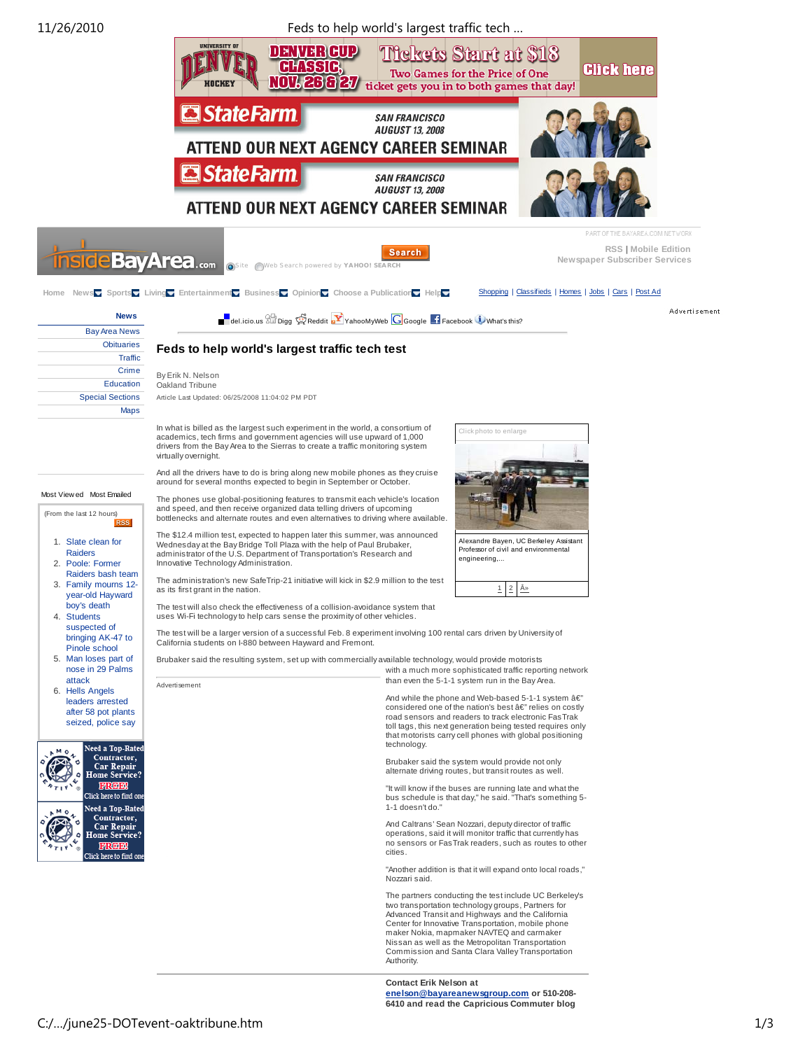# Feds to help world's largest traffic tech test

By Erik N. Nelson
Oakland Tribune

Article Last Updated: 06/25/2008 11:04:02 PM PDT

In what is billed as the largest such experiment in the world, a consortium of academics, tech firms and government agencies will use upward of 1,000 drivers from the Bay Area to the Sierras to create a traffic monitoring system virtually overnight.

And all the drivers have to do is bring along new mobile phones as they cruise around for several months expected to begin in September or October.

The phones use global-positioning features to transmit each vehicle's location and speed, and then receive organized data telling drivers of upcoming bottlenecks and alternate routes and even alternatives to driving where available.

The $12.4 million test, expected to happen later this summer, was announced Wednesday at the Bay Bridge Toll Plaza with the help of Paul Brubaker, administrator of the U.S. Department of Transportation's Research and Innovative Technology Administration.

The administration's new SafeTrip-21 initiative will kick in $2.9 million to the test as its first grant in the nation.

The test will also check the effectiveness of a collision-avoidance system that uses Wi-Fi technology to help cars sense the proximity of other vehicles.

The test will be a larger version of a successful Feb. 8 experiment involving 100 rental cars driven by University of California students on I-880 between Hayward and Fremont.

Brubaker said the resulting system, set up with commercially available technology, would provide motorists with a much more sophisticated traffic reporting network than even the 5-1-1 system run in the Bay Area.

Alexandre Bayen, UC Berkeley Assistant Professor of civil and environmental engineering,...

And while the phone and Web-based 5-1-1 system â€" considered one of the nation's best â€" relies on costly road sensors and readers to track electronic FasTrak toll tags, this next generation being tested requires only that motorists carry cell phones with global positioning technology.

Brubaker said the system would provide not only alternate driving routes, but transit routes as well.

"It will know if the buses are running late and what the bus schedule is that day," he said. "That's something 5-1-1 doesn't do."

And Caltrans' Sean Nozzari, deputy director of traffic operations, said it will monitor traffic that currently has no sensors or FasTrak readers, such as routes to other cities.

"Another addition is that it will expand onto local roads," Nozzari said.

The partners conducting the test include UC Berkeley's two transportation technology groups, Partners for Advanced Transit and Highways and the California Center for Innovative Transportation, mobile phone maker Nokia, mapmaker NAVTEQ and carmaker Nissan as well as the Metropolitan Transportation Commission and Santa Clara Valley Transportation Authority.

**Contact Erik Nelson at enelson@bayareanewsgroup.com or 510-208-6410 and read the Capricious Commuter blog**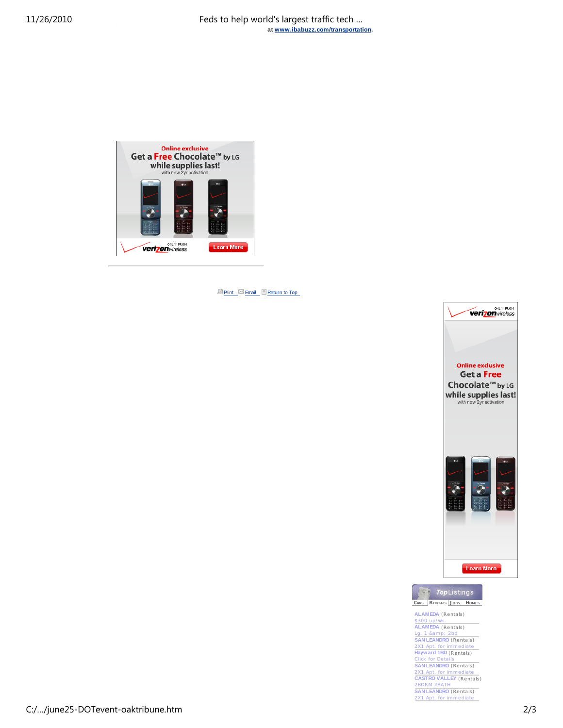at www.ibabuzz.com/transportation.

Online exclusive
Get a Free Chocolate™ by LG
while supplies last!
with new 2yr activation

ONLY FROM verizonwireless
Learn More

Print Email Return to Top

ONLY FROM verizonwireless

Online exclusive
Get a Free Chocolate™ by LG
while supplies last!
with new 2yr activation

Learn More

TopListings

Cars | Rentals | Jobs | Homes

ALAMEDA (Rentals)
$300 up/wk.

ALAMEDA (Rentals)
Lg. 1 &amp; 2bd

SAN LEANDRO (Rentals)
2X1 Apt. for immediate

Hayward 1BD (Rentals)
Click for Details

SAN LEANDRO (Rentals)
2X1 Apt. for immediate

CASTRO VALLEY (Rentals)
2BDRM 2BATH

SAN LEANDRO (Rentals)
2X1 Apt. for immediate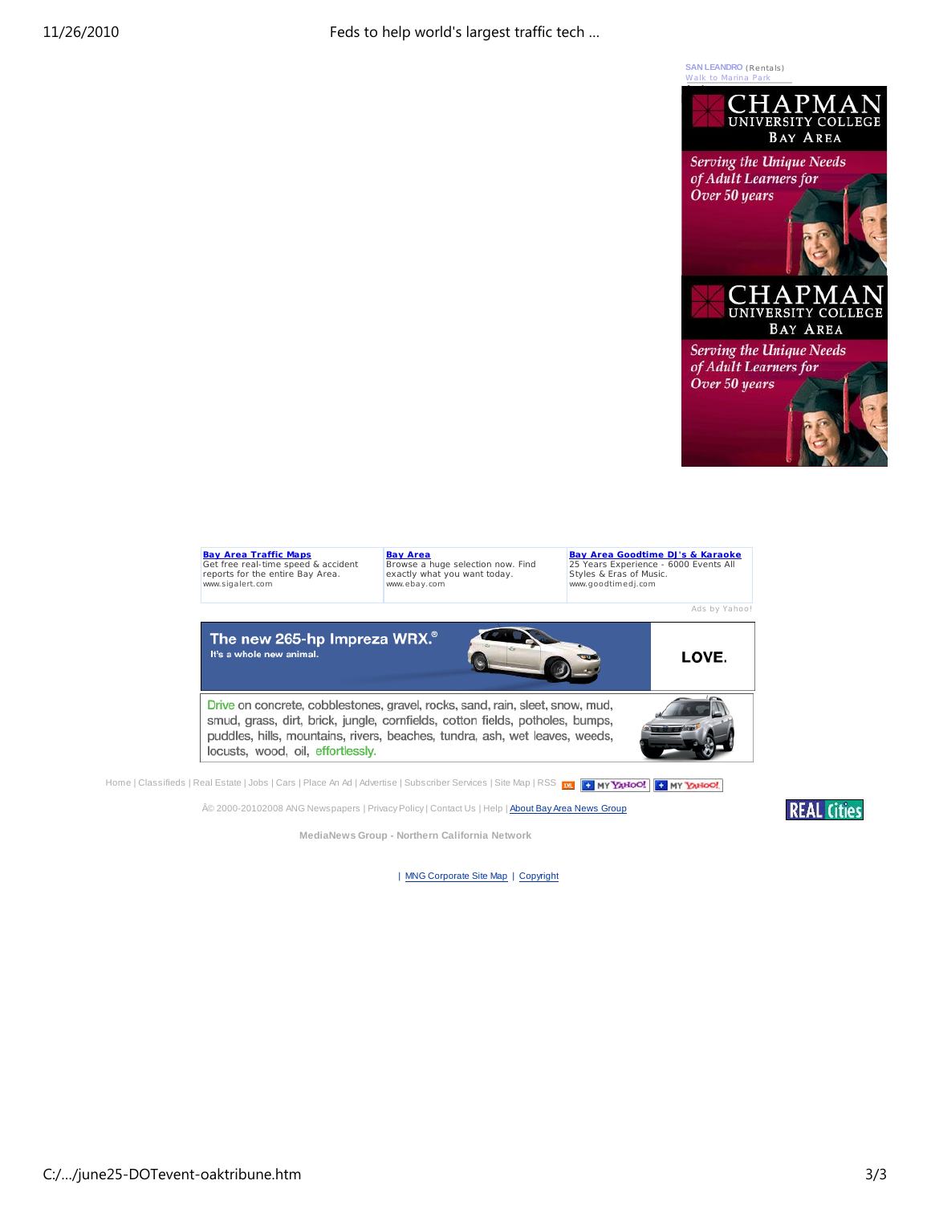SAN LEANDRO (Rentals)
Walk to Marina Park

CHAPMAN UNIVERSITY COLLEGE BAY AREA

*Serving the Unique Needs of Adult Learners for Over 50 years*

CHAPMAN UNIVERSITY COLLEGE BAY AREA

*Serving the Unique Needs of Adult Learners for Over 50 years*

| | | |
|---|---|---|
| **Bay Area Traffic Maps**<br>Get free real-time speed & accident reports for the entire Bay Area.<br>www.sigalert.com | **Bay Area**<br>Browse a huge selection now. Find exactly what you want today.<br>www.ebay.com | **Bay Area Goodtime DJ's & Karaoke**<br>25 Years Experience - 6000 Events All Styles & Eras of Music.<br>www.goodtimedj.com |

Ads by Yahoo!

The new 265-hp Impreza WRX.®
It's a whole new animal.

LOVE.

Drive on concrete, cobblestones, gravel, rocks, sand, rain, sleet, snow, mud, smud, grass, dirt, brick, jungle, cornfields, cotton fields, potholes, bumps, puddles, hills, mountains, rivers, beaches, tundra, ash, wet leaves, weeds, locusts, wood, oil, effortlessly.

Home | Classifieds | Real Estate | Jobs | Cars | Place An Ad | Advertise | Subscriber Services | Site Map | RSS

Â© 2000-20102008 ANG Newspapers | Privacy Policy | Contact Us | Help | About Bay Area News Group

MediaNews Group - Northern California Network

| MNG Corporate Site Map | Copyright